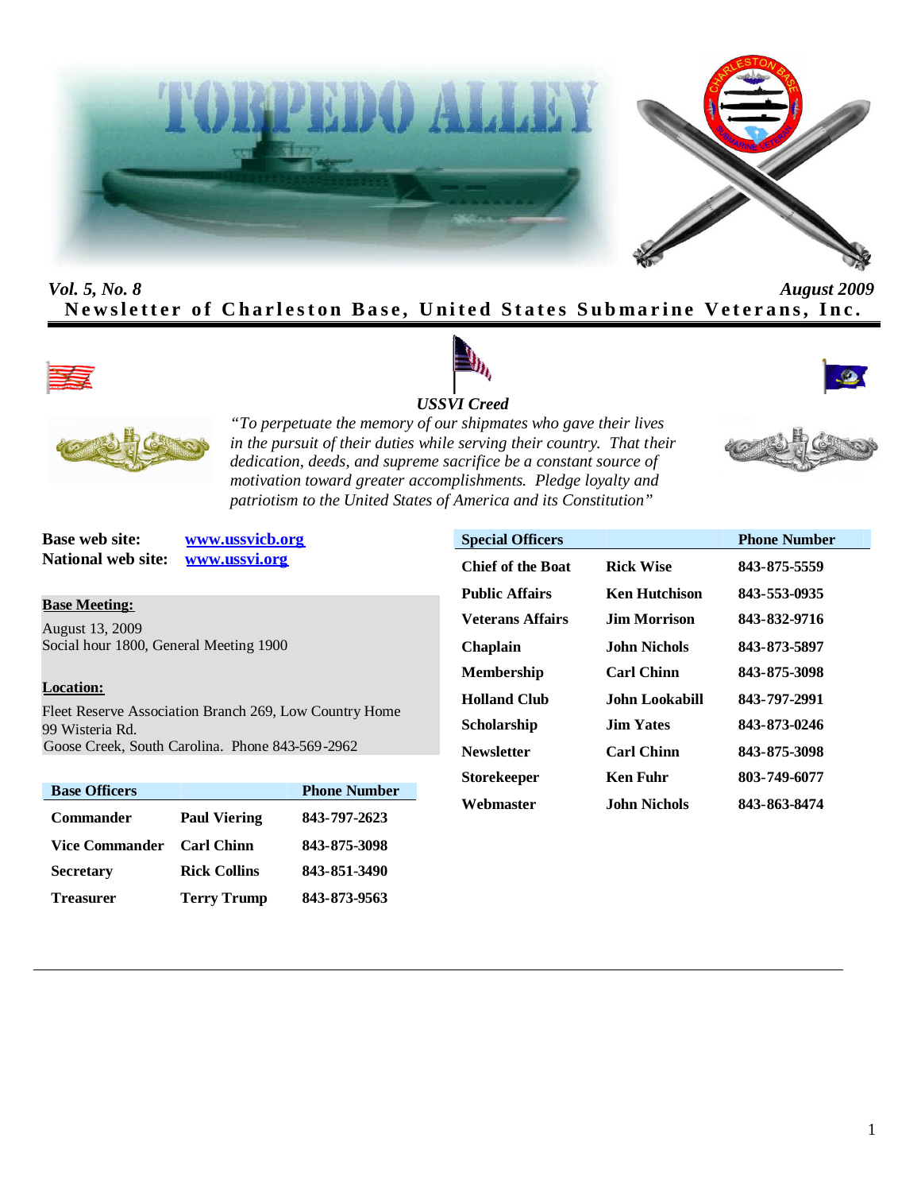# TORPEDO ALLEY

*Vol. 5, No. 8* *August 2009*

**Newsletter of Charleston Base, United States Submarine Veterans, Inc.**

***USSVI Creed***

*"To perpetuate the memory of our shipmates who gave their lives in the pursuit of their duties while serving their country. That their dedication, deeds, and supreme sacrifice be a constant source of motivation toward greater accomplishments. Pledge loyalty and patriotism to the United States of America and its Constitution"*

**Base web site:** www.ussvicb.org
**National web site:** www.ussvi.org

**Base Meeting:**

August 13, 2009
Social hour 1800, General Meeting 1900

**Location:**

Fleet Reserve Association Branch 269, Low Country Home
99 Wisteria Rd.
Goose Creek, South Carolina. Phone 843-569-2962

| Base Officers | | Phone Number |
|---|---|---|
| Commander | Paul Viering | 843-797-2623 |
| Vice Commander | Carl Chinn | 843-875-3098 |
| Secretary | Rick Collins | 843-851-3490 |
| Treasurer | Terry Trump | 843-873-9563 |

| Special Officers | | Phone Number |
|---|---|---|
| Chief of the Boat | Rick Wise | 843-875-5559 |
| Public Affairs | Ken Hutchison | 843-553-0935 |
| Veterans Affairs | Jim Morrison | 843-832-9716 |
| Chaplain | John Nichols | 843-873-5897 |
| Membership | Carl Chinn | 843-875-3098 |
| Holland Club | John Lookabill | 843-797-2991 |
| Scholarship | Jim Yates | 843-873-0246 |
| Newsletter | Carl Chinn | 843-875-3098 |
| Storekeeper | Ken Fuhr | 803-749-6077 |
| Webmaster | John Nichols | 843-863-8474 |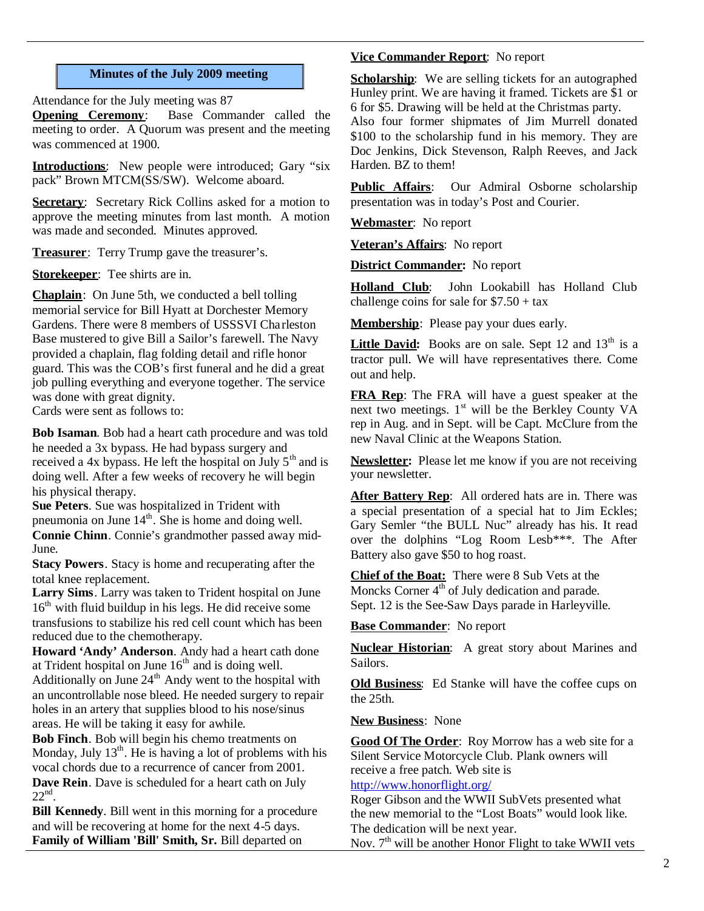## Minutes of the July 2009 meeting

Attendance for the July meeting was 87

**Opening Ceremony**: Base Commander called the meeting to order. A Quorum was present and the meeting was commenced at 1900.

**Introductions**: New people were introduced; Gary "six pack" Brown MTCM(SS/SW). Welcome aboard.

**Secretary**: Secretary Rick Collins asked for a motion to approve the meeting minutes from last month. A motion was made and seconded. Minutes approved.

**Treasurer**: Terry Trump gave the treasurer's.

**Storekeeper**: Tee shirts are in.

**Chaplain**: On June 5th, we conducted a bell tolling memorial service for Bill Hyatt at Dorchester Memory Gardens. There were 8 members of USSSVI Charleston Base mustered to give Bill a Sailor's farewell. The Navy provided a chaplain, flag folding detail and rifle honor guard. This was the COB's first funeral and he did a great job pulling everything and everyone together. The service was done with great dignity.
Cards were sent as follows to:

**Bob Isaman**. Bob had a heart cath procedure and was told he needed a 3x bypass. He had bypass surgery and received a 4x bypass. He left the hospital on July 5th and is doing well. After a few weeks of recovery he will begin his physical therapy.
**Sue Peters**. Sue was hospitalized in Trident with pneumonia on June 14th. She is home and doing well.
**Connie Chinn**. Connie's grandmother passed away mid-June.
**Stacy Powers**. Stacy is home and recuperating after the total knee replacement.
**Larry Sims**. Larry was taken to Trident hospital on June 16th with fluid buildup in his legs. He did receive some transfusions to stabilize his red cell count which has been reduced due to the chemotherapy.
**Howard 'Andy' Anderson**. Andy had a heart cath done at Trident hospital on June 16th and is doing well. Additionally on June 24th Andy went to the hospital with an uncontrollable nose bleed. He needed surgery to repair holes in an artery that supplies blood to his nose/sinus areas. He will be taking it easy for awhile.
**Bob Finch**. Bob will begin his chemo treatments on Monday, July 13th. He is having a lot of problems with his vocal chords due to a recurrence of cancer from 2001.
**Dave Rein**. Dave is scheduled for a heart cath on July 22nd.
**Bill Kennedy**. Bill went in this morning for a procedure and will be recovering at home for the next 4-5 days.
**Family of William 'Bill' Smith, Sr.** Bill departed on

**Vice Commander Report**: No report

**Scholarship**: We are selling tickets for an autographed Hunley print. We are having it framed. Tickets are $1 or 6 for $5. Drawing will be held at the Christmas party. Also four former shipmates of Jim Murrell donated $100 to the scholarship fund in his memory. They are Doc Jenkins, Dick Stevenson, Ralph Reeves, and Jack Harden. BZ to them!

**Public Affairs**: Our Admiral Osborne scholarship presentation was in today's Post and Courier.

**Webmaster**: No report

**Veteran's Affairs**: No report

**District Commander:** No report

**Holland Club**: John Lookabill has Holland Club challenge coins for sale for $7.50 + tax

**Membership**: Please pay your dues early.

**Little David:** Books are on sale. Sept 12 and 13th is a tractor pull. We will have representatives there. Come out and help.

**FRA Rep**: The FRA will have a guest speaker at the next two meetings. 1st will be the Berkley County VA rep in Aug. and in Sept. will be Capt. McClure from the new Naval Clinic at the Weapons Station.

**Newsletter:** Please let me know if you are not receiving your newsletter.

**After Battery Rep**: All ordered hats are in. There was a special presentation of a special hat to Jim Eckles; Gary Semler "the BULL Nuc" already has his. It read over the dolphins "Log Room Lesb***. The After Battery also gave $50 to hog roast.

**Chief of the Boat:** There were 8 Sub Vets at the Moncks Corner 4th of July dedication and parade. Sept. 12 is the See-Saw Days parade in Harleyville.

**Base Commander**: No report

**Nuclear Historian**: A great story about Marines and Sailors.

**Old Business**: Ed Stanke will have the coffee cups on the 25th.

**New Business**: None

**Good Of The Order**: Roy Morrow has a web site for a Silent Service Motorcycle Club. Plank owners will receive a free patch. Web site is
http://www.honorflight.org/
Roger Gibson and the WWII SubVets presented what the new memorial to the "Lost Boats" would look like. The dedication will be next year.
Nov. 7th will be another Honor Flight to take WWII vets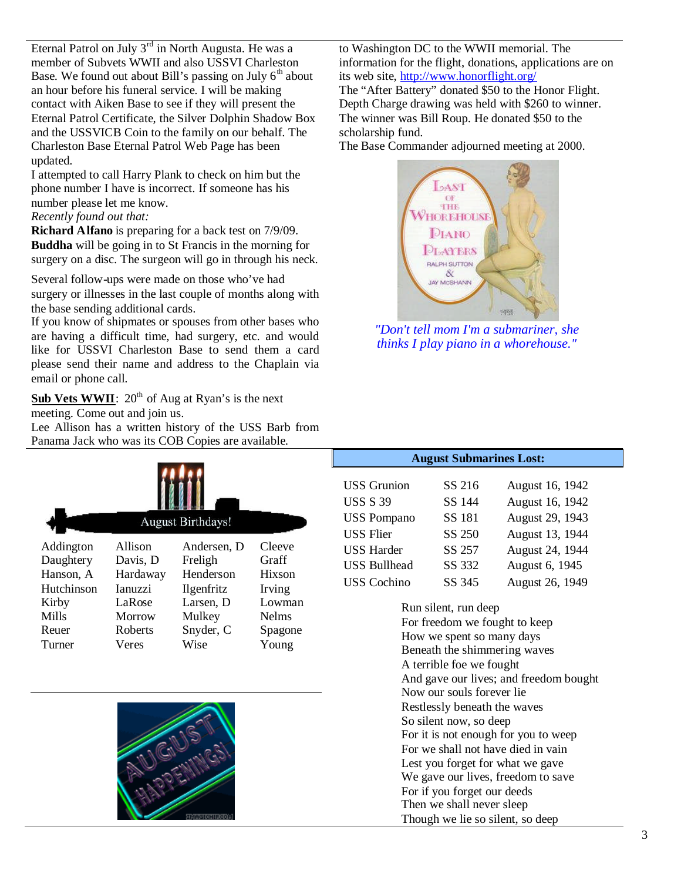Eternal Patrol on July 3rd in North Augusta. He was a member of Subvets WWII and also USSVI Charleston Base. We found out about Bill's passing on July 6th about an hour before his funeral service. I will be making contact with Aiken Base to see if they will present the Eternal Patrol Certificate, the Silver Dolphin Shadow Box and the USSVICB Coin to the family on our behalf. The Charleston Base Eternal Patrol Web Page has been updated.

I attempted to call Harry Plank to check on him but the phone number I have is incorrect. If someone has his number please let me know.

*Recently found out that:*

**Richard Alfano** is preparing for a back test on 7/9/09.

**Buddha** will be going in to St Francis in the morning for surgery on a disc. The surgeon will go in through his neck.

Several follow-ups were made on those who've had surgery or illnesses in the last couple of months along with the base sending additional cards.

If you know of shipmates or spouses from other bases who are having a difficult time, had surgery, etc. and would like for USSVI Charleston Base to send them a card please send their name and address to the Chaplain via email or phone call.

**Sub Vets WWII**: 20th of Aug at Ryan's is the next meeting. Come out and join us.

Lee Allison has a written history of the USS Barb from Panama Jack who was its COB Copies are available.

to Washington DC to the WWII memorial. The information for the flight, donations, applications are on its web site, http://www.honorflight.org/

The "After Battery" donated $50 to the Honor Flight.

Depth Charge drawing was held with $260 to winner. The winner was Bill Roup. He donated $50 to the scholarship fund.

The Base Commander adjourned meeting at 2000.

*"Don't tell mom I'm a submariner, she thinks I play piano in a whorehouse."*

## August Birthdays!

| | | | |
|---|---|---|---|
| Addington | Allison | Andersen, D | Cleeve |
| Daughtery | Davis, D | Freligh | Graff |
| Hanson, A | Hardaway | Henderson | Hixson |
| Hutchinson | Ianuzzi | Ilgenfritz | Irving |
| Kirby | LaRose | Larsen, D | Lowman |
| Mills | Morrow | Mulkey | Nelms |
| Reuer | Roberts | Snyder, C | Spagone |
| Turner | Veres | Wise | Young |

## August Submarines Lost:

| | | |
|---|---|---|
| USS Grunion | SS 216 | August 16, 1942 |
| USS S 39 | SS 144 | August 16, 1942 |
| USS Pompano | SS 181 | August 29, 1943 |
| USS Flier | SS 250 | August 13, 1944 |
| USS Harder | SS 257 | August 24, 1944 |
| USS Bullhead | SS 332 | August 6, 1945 |
| USS Cochino | SS 345 | August 26, 1949 |

Run silent, run deep
For freedom we fought to keep
How we spent so many days
Beneath the shimmering waves
A terrible foe we fought
And gave our lives; and freedom bought
Now our souls forever lie
Restlessly beneath the waves
So silent now, so deep
For it is not enough for you to weep
For we shall not have died in vain
Lest you forget for what we gave
We gave our lives, freedom to save
For if you forget our deeds
Then we shall never sleep
Though we lie so silent, so deep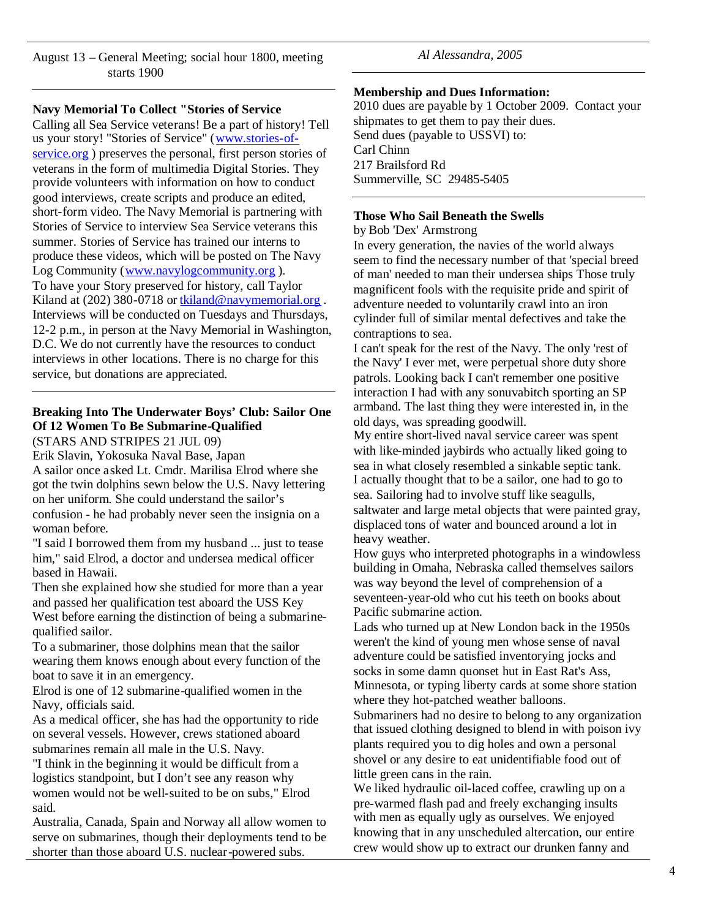August 13 – General Meeting; social hour 1800, meeting starts 1900

**Navy Memorial To Collect "Stories of Service**

Calling all Sea Service veterans! Be a part of history! Tell us your story! "Stories of Service" (www.stories-of-service.org ) preserves the personal, first person stories of veterans in the form of multimedia Digital Stories. They provide volunteers with information on how to conduct good interviews, create scripts and produce an edited, short-form video. The Navy Memorial is partnering with Stories of Service to interview Sea Service veterans this summer. Stories of Service has trained our interns to produce these videos, which will be posted on The Navy Log Community (www.navylogcommunity.org ).

To have your Story preserved for history, call Taylor Kiland at (202) 380-0718 or tkiland@navymemorial.org . Interviews will be conducted on Tuesdays and Thursdays, 12-2 p.m., in person at the Navy Memorial in Washington, D.C. We do not currently have the resources to conduct interviews in other locations. There is no charge for this service, but donations are appreciated.

**Breaking Into The Underwater Boys' Club: Sailor One Of 12 Women To Be Submarine-Qualified**

(STARS AND STRIPES 21 JUL 09)

Erik Slavin, Yokosuka Naval Base, Japan

A sailor once asked Lt. Cmdr. Marilisa Elrod where she got the twin dolphins sewn below the U.S. Navy lettering on her uniform. She could understand the sailor's confusion - he had probably never seen the insignia on a woman before.

"I said I borrowed them from my husband ... just to tease him," said Elrod, a doctor and undersea medical officer based in Hawaii.

Then she explained how she studied for more than a year and passed her qualification test aboard the USS Key West before earning the distinction of being a submarine-qualified sailor.

To a submariner, those dolphins mean that the sailor wearing them knows enough about every function of the boat to save it in an emergency.

Elrod is one of 12 submarine-qualified women in the Navy, officials said.

As a medical officer, she has had the opportunity to ride on several vessels. However, crews stationed aboard submarines remain all male in the U.S. Navy.

"I think in the beginning it would be difficult from a logistics standpoint, but I don't see any reason why women would not be well-suited to be on subs," Elrod said.

Australia, Canada, Spain and Norway all allow women to serve on submarines, though their deployments tend to be shorter than those aboard U.S. nuclear-powered subs.

*Al Alessandra, 2005*

**Membership and Dues Information:**

2010 dues are payable by 1 October 2009. Contact your shipmates to get them to pay their dues.

Send dues (payable to USSVI) to:

Carl Chinn
217 Brailsford Rd
Summerville, SC 29485-5405

**Those Who Sail Beneath the Swells**

by Bob 'Dex' Armstrong

In every generation, the navies of the world always seem to find the necessary number of that 'special breed of man' needed to man their undersea ships Those truly magnificent fools with the requisite pride and spirit of adventure needed to voluntarily crawl into an iron cylinder full of similar mental defectives and take the contraptions to sea.

I can't speak for the rest of the Navy. The only 'rest of the Navy' I ever met, were perpetual shore duty shore patrols. Looking back I can't remember one positive interaction I had with any sonuvabitch sporting an SP armband. The last thing they were interested in, in the old days, was spreading goodwill.

My entire short-lived naval service career was spent with like-minded jaybirds who actually liked going to sea in what closely resembled a sinkable septic tank.

I actually thought that to be a sailor, one had to go to sea. Sailoring had to involve stuff like seagulls, saltwater and large metal objects that were painted gray, displaced tons of water and bounced around a lot in heavy weather.

How guys who interpreted photographs in a windowless building in Omaha, Nebraska called themselves sailors was way beyond the level of comprehension of a seventeen-year-old who cut his teeth on books about Pacific submarine action.

Lads who turned up at New London back in the 1950s weren't the kind of young men whose sense of naval adventure could be satisfied inventorying jocks and socks in some damn quonset hut in East Rat's Ass, Minnesota, or typing liberty cards at some shore station where they hot-patched weather balloons.

Submariners had no desire to belong to any organization that issued clothing designed to blend in with poison ivy plants required you to dig holes and own a personal shovel or any desire to eat unidentifiable food out of little green cans in the rain.

We liked hydraulic oil-laced coffee, crawling up on a pre-warmed flash pad and freely exchanging insults with men as equally ugly as ourselves. We enjoyed knowing that in any unscheduled altercation, our entire crew would show up to extract our drunken fanny and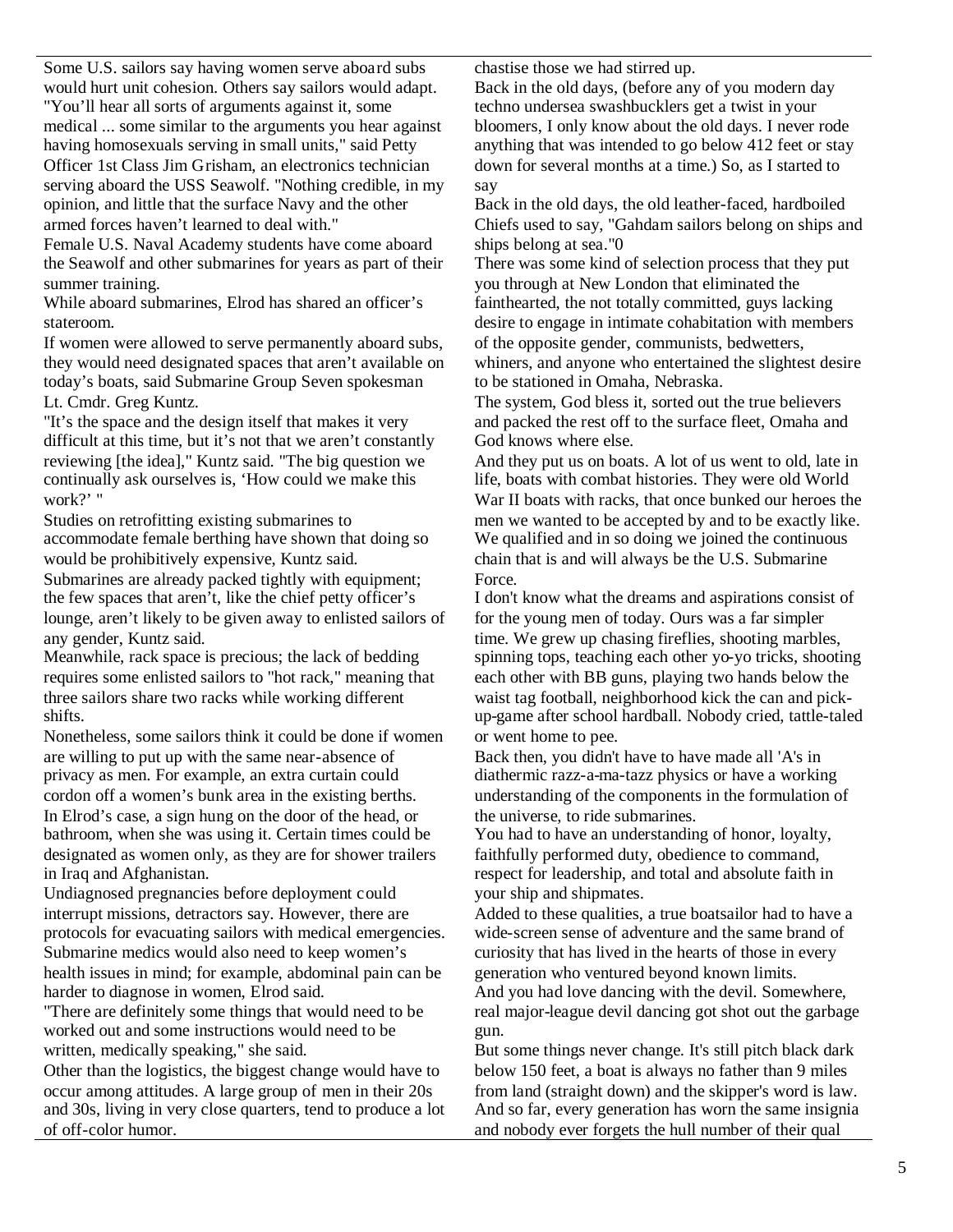Some U.S. sailors say having women serve aboard subs would hurt unit cohesion. Others say sailors would adapt. "You'll hear all sorts of arguments against it, some medical ... some similar to the arguments you hear against having homosexuals serving in small units," said Petty Officer 1st Class Jim Grisham, an electronics technician serving aboard the USS Seawolf. "Nothing credible, in my opinion, and little that the surface Navy and the other armed forces haven't learned to deal with."

Female U.S. Naval Academy students have come aboard the Seawolf and other submarines for years as part of their summer training.

While aboard submarines, Elrod has shared an officer's stateroom.

If women were allowed to serve permanently aboard subs, they would need designated spaces that aren't available on today's boats, said Submarine Group Seven spokesman Lt. Cmdr. Greg Kuntz.

"It's the space and the design itself that makes it very difficult at this time, but it's not that we aren't constantly reviewing [the idea]," Kuntz said. "The big question we continually ask ourselves is, 'How could we make this work?' "

Studies on retrofitting existing submarines to accommodate female berthing have shown that doing so would be prohibitively expensive, Kuntz said.

Submarines are already packed tightly with equipment; the few spaces that aren't, like the chief petty officer's lounge, aren't likely to be given away to enlisted sailors of any gender, Kuntz said.

Meanwhile, rack space is precious; the lack of bedding requires some enlisted sailors to "hot rack," meaning that three sailors share two racks while working different shifts.

Nonetheless, some sailors think it could be done if women are willing to put up with the same near-absence of privacy as men. For example, an extra curtain could cordon off a women's bunk area in the existing berths.

In Elrod's case, a sign hung on the door of the head, or bathroom, when she was using it. Certain times could be designated as women only, as they are for shower trailers in Iraq and Afghanistan.

Undiagnosed pregnancies before deployment could interrupt missions, detractors say. However, there are protocols for evacuating sailors with medical emergencies. Submarine medics would also need to keep women's health issues in mind; for example, abdominal pain can be harder to diagnose in women, Elrod said.

"There are definitely some things that would need to be worked out and some instructions would need to be written, medically speaking," she said.

Other than the logistics, the biggest change would have to occur among attitudes. A large group of men in their 20s and 30s, living in very close quarters, tend to produce a lot of off-color humor.

chastise those we had stirred up.

Back in the old days, (before any of you modern day techno undersea swashbucklers get a twist in your bloomers, I only know about the old days. I never rode anything that was intended to go below 412 feet or stay down for several months at a time.) So, as I started to say

Back in the old days, the old leather-faced, hardboiled Chiefs used to say, "Gahdam sailors belong on ships and ships belong at sea."0

There was some kind of selection process that they put you through at New London that eliminated the fainthearted, the not totally committed, guys lacking desire to engage in intimate cohabitation with members of the opposite gender, communists, bedwetters, whiners, and anyone who entertained the slightest desire to be stationed in Omaha, Nebraska.

The system, God bless it, sorted out the true believers and packed the rest off to the surface fleet, Omaha and God knows where else.

And they put us on boats. A lot of us went to old, late in life, boats with combat histories. They were old World War II boats with racks, that once bunked our heroes the men we wanted to be accepted by and to be exactly like. We qualified and in so doing we joined the continuous chain that is and will always be the U.S. Submarine Force.

I don't know what the dreams and aspirations consist of for the young men of today. Ours was a far simpler time. We grew up chasing fireflies, shooting marbles, spinning tops, teaching each other yo-yo tricks, shooting each other with BB guns, playing two hands below the waist tag football, neighborhood kick the can and pick-up-game after school hardball. Nobody cried, tattle-taled or went home to pee.

Back then, you didn't have to have made all 'A's in diathermic razz-a-ma-tazz physics or have a working understanding of the components in the formulation of the universe, to ride submarines.

You had to have an understanding of honor, loyalty, faithfully performed duty, obedience to command, respect for leadership, and total and absolute faith in your ship and shipmates.

Added to these qualities, a true boatsailor had to have a wide-screen sense of adventure and the same brand of curiosity that has lived in the hearts of those in every generation who ventured beyond known limits.

And you had love dancing with the devil. Somewhere, real major-league devil dancing got shot out the garbage gun.

But some things never change. It's still pitch black dark below 150 feet, a boat is always no father than 9 miles from land (straight down) and the skipper's word is law. And so far, every generation has worn the same insignia and nobody ever forgets the hull number of their qual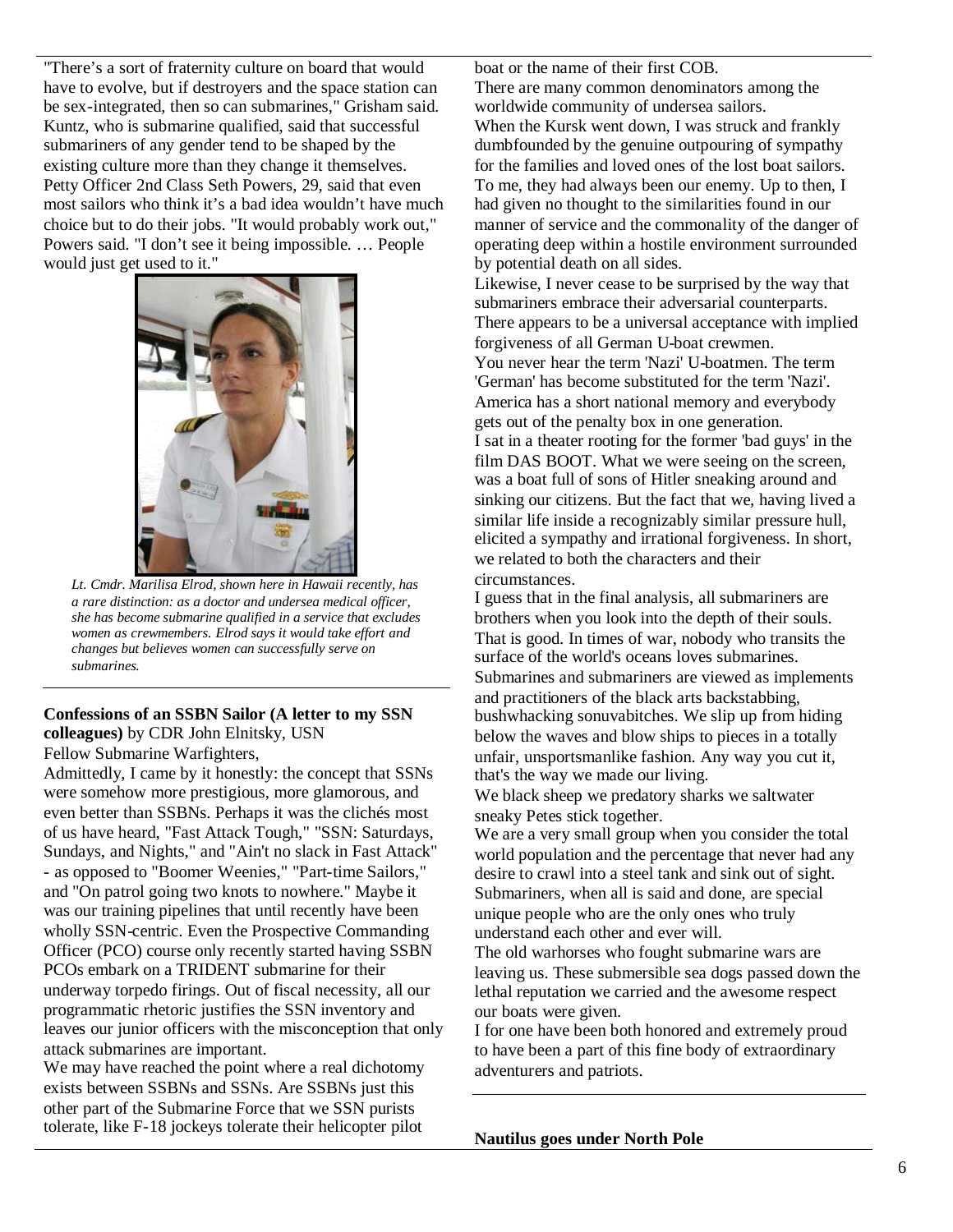"There's a sort of fraternity culture on board that would have to evolve, but if destroyers and the space station can be sex-integrated, then so can submarines," Grisham said. Kuntz, who is submarine qualified, said that successful submariners of any gender tend to be shaped by the existing culture more than they change it themselves. Petty Officer 2nd Class Seth Powers, 29, said that even most sailors who think it's a bad idea wouldn't have much choice but to do their jobs. "It would probably work out," Powers said. "I don't see it being impossible. … People would just get used to it."

*Lt. Cmdr. Marilisa Elrod, shown here in Hawaii recently, has a rare distinction: as a doctor and undersea medical officer, she has become submarine qualified in a service that excludes women as crewmembers. Elrod says it would take effort and changes but believes women can successfully serve on submarines.*

**Confessions of an SSBN Sailor (A letter to my SSN colleagues)** by CDR John Elnitsky, USN

Fellow Submarine Warfighters,

Admittedly, I came by it honestly: the concept that SSNs were somehow more prestigious, more glamorous, and even better than SSBNs. Perhaps it was the clichés most of us have heard, "Fast Attack Tough," "SSN: Saturdays, Sundays, and Nights," and "Ain't no slack in Fast Attack" - as opposed to "Boomer Weenies," "Part-time Sailors," and "On patrol going two knots to nowhere." Maybe it was our training pipelines that until recently have been wholly SSN-centric. Even the Prospective Commanding Officer (PCO) course only recently started having SSBN PCOs embark on a TRIDENT submarine for their underway torpedo firings. Out of fiscal necessity, all our programmatic rhetoric justifies the SSN inventory and leaves our junior officers with the misconception that only attack submarines are important.

We may have reached the point where a real dichotomy exists between SSBNs and SSNs. Are SSBNs just this other part of the Submarine Force that we SSN purists tolerate, like F-18 jockeys tolerate their helicopter pilot boat or the name of their first COB.

There are many common denominators among the worldwide community of undersea sailors.

When the Kursk went down, I was struck and frankly dumbfounded by the genuine outpouring of sympathy for the families and loved ones of the lost boat sailors. To me, they had always been our enemy. Up to then, I had given no thought to the similarities found in our manner of service and the commonality of the danger of operating deep within a hostile environment surrounded by potential death on all sides.

Likewise, I never cease to be surprised by the way that submariners embrace their adversarial counterparts. There appears to be a universal acceptance with implied forgiveness of all German U-boat crewmen.

You never hear the term 'Nazi' U-boatmen. The term 'German' has become substituted for the term 'Nazi'. America has a short national memory and everybody gets out of the penalty box in one generation.

I sat in a theater rooting for the former 'bad guys' in the film DAS BOOT. What we were seeing on the screen, was a boat full of sons of Hitler sneaking around and sinking our citizens. But the fact that we, having lived a similar life inside a recognizably similar pressure hull, elicited a sympathy and irrational forgiveness. In short, we related to both the characters and their circumstances.

I guess that in the final analysis, all submariners are brothers when you look into the depth of their souls. That is good. In times of war, nobody who transits the surface of the world's oceans loves submarines. Submarines and submariners are viewed as implements and practitioners of the black arts backstabbing, bushwhacking sonuvabitches. We slip up from hiding below the waves and blow ships to pieces in a totally unfair, unsportsmanlike fashion. Any way you cut it, that's the way we made our living.

We black sheep we predatory sharks we saltwater sneaky Petes stick together.

We are a very small group when you consider the total world population and the percentage that never had any desire to crawl into a steel tank and sink out of sight. Submariners, when all is said and done, are special unique people who are the only ones who truly understand each other and ever will.

The old warhorses who fought submarine wars are leaving us. These submersible sea dogs passed down the lethal reputation we carried and the awesome respect our boats were given.

I for one have been both honored and extremely proud to have been a part of this fine body of extraordinary adventurers and patriots.

**Nautilus goes under North Pole**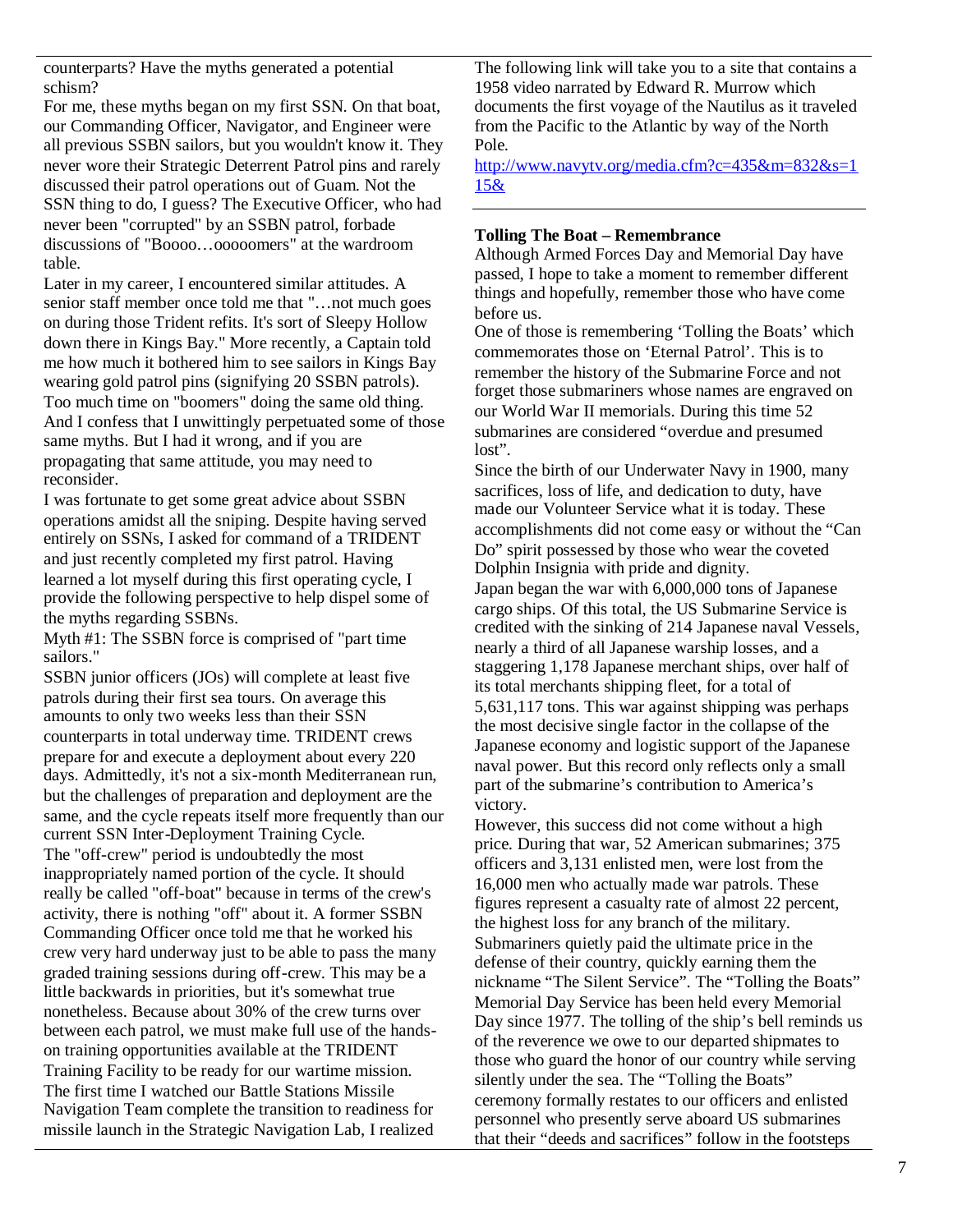counterparts? Have the myths generated a potential schism?

For me, these myths began on my first SSN. On that boat, our Commanding Officer, Navigator, and Engineer were all previous SSBN sailors, but you wouldn't know it. They never wore their Strategic Deterrent Patrol pins and rarely discussed their patrol operations out of Guam. Not the SSN thing to do, I guess? The Executive Officer, who had never been "corrupted" by an SSBN patrol, forbade discussions of "Boooo…ooooomers" at the wardroom table.

Later in my career, I encountered similar attitudes. A senior staff member once told me that "…not much goes on during those Trident refits. It's sort of Sleepy Hollow down there in Kings Bay." More recently, a Captain told me how much it bothered him to see sailors in Kings Bay wearing gold patrol pins (signifying 20 SSBN patrols). Too much time on "boomers" doing the same old thing. And I confess that I unwittingly perpetuated some of those same myths. But I had it wrong, and if you are propagating that same attitude, you may need to reconsider.

I was fortunate to get some great advice about SSBN operations amidst all the sniping. Despite having served entirely on SSNs, I asked for command of a TRIDENT and just recently completed my first patrol. Having learned a lot myself during this first operating cycle, I provide the following perspective to help dispel some of the myths regarding SSBNs.

Myth #1: The SSBN force is comprised of "part time sailors."

SSBN junior officers (JOs) will complete at least five patrols during their first sea tours. On average this amounts to only two weeks less than their SSN counterparts in total underway time. TRIDENT crews prepare for and execute a deployment about every 220 days. Admittedly, it's not a six-month Mediterranean run, but the challenges of preparation and deployment are the same, and the cycle repeats itself more frequently than our current SSN Inter-Deployment Training Cycle.

The "off-crew" period is undoubtedly the most inappropriately named portion of the cycle. It should really be called "off-boat" because in terms of the crew's activity, there is nothing "off" about it. A former SSBN Commanding Officer once told me that he worked his crew very hard underway just to be able to pass the many graded training sessions during off-crew. This may be a little backwards in priorities, but it's somewhat true nonetheless. Because about 30% of the crew turns over between each patrol, we must make full use of the hands-on training opportunities available at the TRIDENT Training Facility to be ready for our wartime mission.

The first time I watched our Battle Stations Missile Navigation Team complete the transition to readiness for missile launch in the Strategic Navigation Lab, I realized

The following link will take you to a site that contains a 1958 video narrated by Edward R. Murrow which documents the first voyage of the Nautilus as it traveled from the Pacific to the Atlantic by way of the North Pole.

[http://www.navytv.org/media.cfm?c=435&m=832&s=115&](http://www.navytv.org/media.cfm?c=435&m=832&s=115&)

---

**Tolling The Boat – Remembrance**

Although Armed Forces Day and Memorial Day have passed, I hope to take a moment to remember different things and hopefully, remember those who have come before us.

One of those is remembering 'Tolling the Boats' which commemorates those on 'Eternal Patrol'. This is to remember the history of the Submarine Force and not forget those submariners whose names are engraved on our World War II memorials. During this time 52 submarines are considered "overdue and presumed lost".

Since the birth of our Underwater Navy in 1900, many sacrifices, loss of life, and dedication to duty, have made our Volunteer Service what it is today. These accomplishments did not come easy or without the "Can Do" spirit possessed by those who wear the coveted Dolphin Insignia with pride and dignity.

Japan began the war with 6,000,000 tons of Japanese cargo ships. Of this total, the US Submarine Service is credited with the sinking of 214 Japanese naval Vessels, nearly a third of all Japanese warship losses, and a staggering 1,178 Japanese merchant ships, over half of its total merchants shipping fleet, for a total of 5,631,117 tons. This war against shipping was perhaps the most decisive single factor in the collapse of the Japanese economy and logistic support of the Japanese naval power. But this record only reflects only a small part of the submarine's contribution to America's victory.

However, this success did not come without a high price. During that war, 52 American submarines; 375 officers and 3,131 enlisted men, were lost from the 16,000 men who actually made war patrols. These figures represent a casualty rate of almost 22 percent, the highest loss for any branch of the military. Submariners quietly paid the ultimate price in the defense of their country, quickly earning them the nickname "The Silent Service". The "Tolling the Boats" Memorial Day Service has been held every Memorial Day since 1977. The tolling of the ship's bell reminds us of the reverence we owe to our departed shipmates to those who guard the honor of our country while serving silently under the sea. The "Tolling the Boats" ceremony formally restates to our officers and enlisted personnel who presently serve aboard US submarines that their "deeds and sacrifices" follow in the footsteps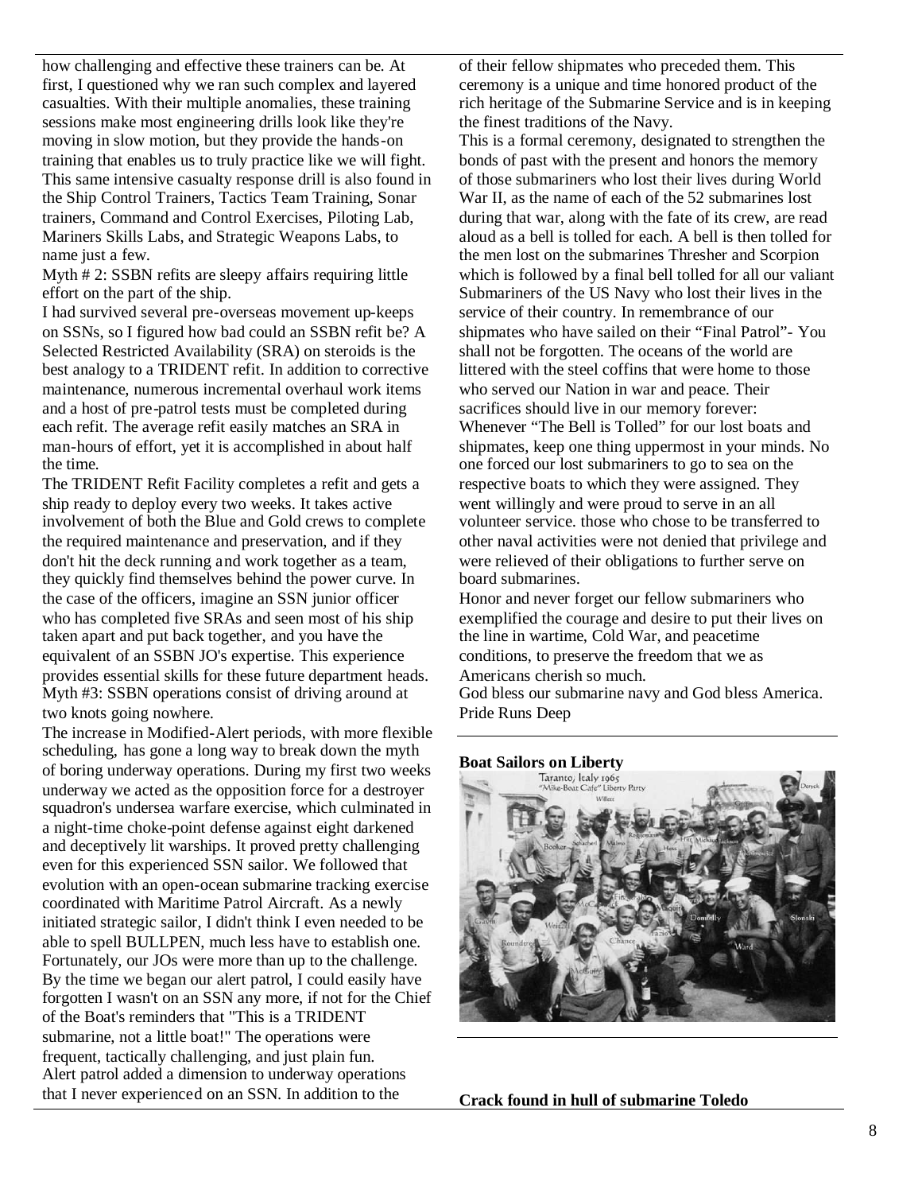how challenging and effective these trainers can be. At first, I questioned why we ran such complex and layered casualties. With their multiple anomalies, these training sessions make most engineering drills look like they're moving in slow motion, but they provide the hands-on training that enables us to truly practice like we will fight. This same intensive casualty response drill is also found in the Ship Control Trainers, Tactics Team Training, Sonar trainers, Command and Control Exercises, Piloting Lab, Mariners Skills Labs, and Strategic Weapons Labs, to name just a few.

Myth # 2: SSBN refits are sleepy affairs requiring little effort on the part of the ship.

I had survived several pre-overseas movement up-keeps on SSNs, so I figured how bad could an SSBN refit be? A Selected Restricted Availability (SRA) on steroids is the best analogy to a TRIDENT refit. In addition to corrective maintenance, numerous incremental overhaul work items and a host of pre-patrol tests must be completed during each refit. The average refit easily matches an SRA in man-hours of effort, yet it is accomplished in about half the time.

The TRIDENT Refit Facility completes a refit and gets a ship ready to deploy every two weeks. It takes active involvement of both the Blue and Gold crews to complete the required maintenance and preservation, and if they don't hit the deck running and work together as a team, they quickly find themselves behind the power curve. In the case of the officers, imagine an SSN junior officer who has completed five SRAs and seen most of his ship taken apart and put back together, and you have the equivalent of an SSBN JO's expertise. This experience provides essential skills for these future department heads.

Myth #3: SSBN operations consist of driving around at two knots going nowhere.

The increase in Modified-Alert periods, with more flexible scheduling, has gone a long way to break down the myth of boring underway operations. During my first two weeks underway we acted as the opposition force for a destroyer squadron's undersea warfare exercise, which culminated in a night-time choke-point defense against eight darkened and deceptively lit warships. It proved pretty challenging even for this experienced SSN sailor. We followed that evolution with an open-ocean submarine tracking exercise coordinated with Maritime Patrol Aircraft. As a newly initiated strategic sailor, I didn't think I even needed to be able to spell BULLPEN, much less have to establish one. Fortunately, our JOs were more than up to the challenge. By the time we began our alert patrol, I could easily have forgotten I wasn't on an SSN any more, if not for the Chief of the Boat's reminders that "This is a TRIDENT submarine, not a little boat!" The operations were frequent, tactically challenging, and just plain fun.

Alert patrol added a dimension to underway operations that I never experienced on an SSN. In addition to the

of their fellow shipmates who preceded them. This ceremony is a unique and time honored product of the rich heritage of the Submarine Service and is in keeping the finest traditions of the Navy.

This is a formal ceremony, designated to strengthen the bonds of past with the present and honors the memory of those submariners who lost their lives during World War II, as the name of each of the 52 submarines lost during that war, along with the fate of its crew, are read aloud as a bell is tolled for each. A bell is then tolled for the men lost on the submarines Thresher and Scorpion which is followed by a final bell tolled for all our valiant Submariners of the US Navy who lost their lives in the service of their country. In remembrance of our shipmates who have sailed on their "Final Patrol"- You shall not be forgotten. The oceans of the world are littered with the steel coffins that were home to those who served our Nation in war and peace. Their sacrifices should live in our memory forever:

Whenever "The Bell is Tolled" for our lost boats and shipmates, keep one thing uppermost in your minds. No one forced our lost submariners to go to sea on the respective boats to which they were assigned. They went willingly and were proud to serve in an all volunteer service. those who chose to be transferred to other naval activities were not denied that privilege and were relieved of their obligations to further serve on board submarines.

Honor and never forget our fellow submariners who exemplified the courage and desire to put their lives on the line in wartime, Cold War, and peacetime conditions, to preserve the freedom that we as Americans cherish so much.

God bless our submarine navy and God bless America.

Pride Runs Deep

**Boat Sailors on Liberty**

Taranto, Italy 1965
"Mike-Boat Cafe" Liberty Party

**Crack found in hull of submarine Toledo**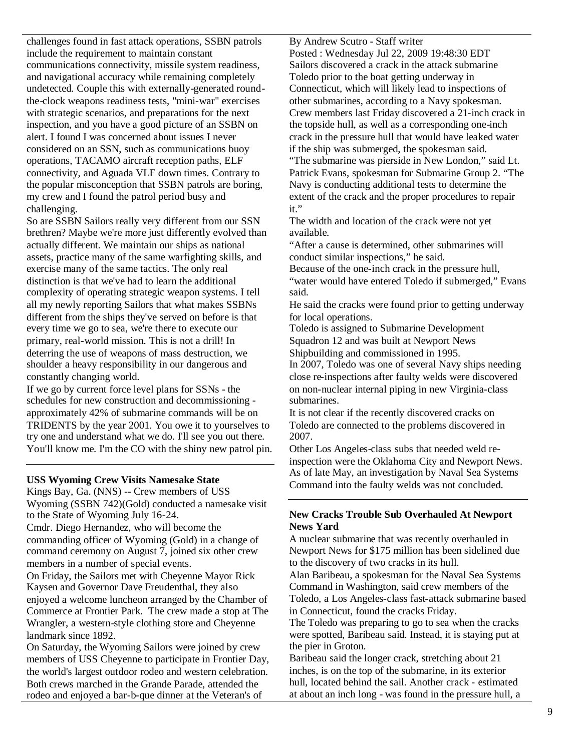challenges found in fast attack operations, SSBN patrols include the requirement to maintain constant communications connectivity, missile system readiness, and navigational accuracy while remaining completely undetected. Couple this with externally-generated round-the-clock weapons readiness tests, "mini-war" exercises with strategic scenarios, and preparations for the next inspection, and you have a good picture of an SSBN on alert. I found I was concerned about issues I never considered on an SSN, such as communications buoy operations, TACAMO aircraft reception paths, ELF connectivity, and Aguada VLF down times. Contrary to the popular misconception that SSBN patrols are boring, my crew and I found the patrol period busy and challenging.

So are SSBN Sailors really very different from our SSN brethren? Maybe we're more just differently evolved than actually different. We maintain our ships as national assets, practice many of the same warfighting skills, and exercise many of the same tactics. The only real distinction is that we've had to learn the additional complexity of operating strategic weapon systems. I tell all my newly reporting Sailors that what makes SSBNs different from the ships they've served on before is that every time we go to sea, we're there to execute our primary, real-world mission. This is not a drill! In deterring the use of weapons of mass destruction, we shoulder a heavy responsibility in our dangerous and constantly changing world.

If we go by current force level plans for SSNs - the schedules for new construction and decommissioning - approximately 42% of submarine commands will be on TRIDENTS by the year 2001. You owe it to yourselves to try one and understand what we do. I'll see you out there. You'll know me. I'm the CO with the shiny new patrol pin.

---

**USS Wyoming Crew Visits Namesake State**

Kings Bay, Ga. (NNS) -- Crew members of USS Wyoming (SSBN 742)(Gold) conducted a namesake visit to the State of Wyoming July 16-24.

Cmdr. Diego Hernandez, who will become the commanding officer of Wyoming (Gold) in a change of command ceremony on August 7, joined six other crew members in a number of special events.

On Friday, the Sailors met with Cheyenne Mayor Rick Kaysen and Governor Dave Freudenthal, they also enjoyed a welcome luncheon arranged by the Chamber of Commerce at Frontier Park. The crew made a stop at The Wrangler, a western-style clothing store and Cheyenne landmark since 1892.

On Saturday, the Wyoming Sailors were joined by crew members of USS Cheyenne to participate in Frontier Day, the world's largest outdoor rodeo and western celebration. Both crews marched in the Grande Parade, attended the rodeo and enjoyed a bar-b-que dinner at the Veteran's of

By Andrew Scutro - Staff writer

Posted : Wednesday Jul 22, 2009 19:48:30 EDT

Sailors discovered a crack in the attack submarine Toledo prior to the boat getting underway in Connecticut, which will likely lead to inspections of other submarines, according to a Navy spokesman.

Crew members last Friday discovered a 21-inch crack in the topside hull, as well as a corresponding one-inch crack in the pressure hull that would have leaked water if the ship was submerged, the spokesman said.

"The submarine was pierside in New London," said Lt. Patrick Evans, spokesman for Submarine Group 2. "The Navy is conducting additional tests to determine the extent of the crack and the proper procedures to repair it."

The width and location of the crack were not yet available.

"After a cause is determined, other submarines will conduct similar inspections," he said.

Because of the one-inch crack in the pressure hull, "water would have entered Toledo if submerged," Evans said.

He said the cracks were found prior to getting underway for local operations.

Toledo is assigned to Submarine Development Squadron 12 and was built at Newport News Shipbuilding and commissioned in 1995.

In 2007, Toledo was one of several Navy ships needing close re-inspections after faulty welds were discovered on non-nuclear internal piping in new Virginia-class submarines.

It is not clear if the recently discovered cracks on Toledo are connected to the problems discovered in 2007.

Other Los Angeles-class subs that needed weld re-inspection were the Oklahoma City and Newport News. As of late May, an investigation by Naval Sea Systems Command into the faulty welds was not concluded.

---

**New Cracks Trouble Sub Overhauled At Newport News Yard**

A nuclear submarine that was recently overhauled in Newport News for $175 million has been sidelined due to the discovery of two cracks in its hull.

Alan Baribeau, a spokesman for the Naval Sea Systems Command in Washington, said crew members of the Toledo, a Los Angeles-class fast-attack submarine based in Connecticut, found the cracks Friday.

The Toledo was preparing to go to sea when the cracks were spotted, Baribeau said. Instead, it is staying put at the pier in Groton.

Baribeau said the longer crack, stretching about 21 inches, is on the top of the submarine, in its exterior hull, located behind the sail. Another crack - estimated at about an inch long - was found in the pressure hull, a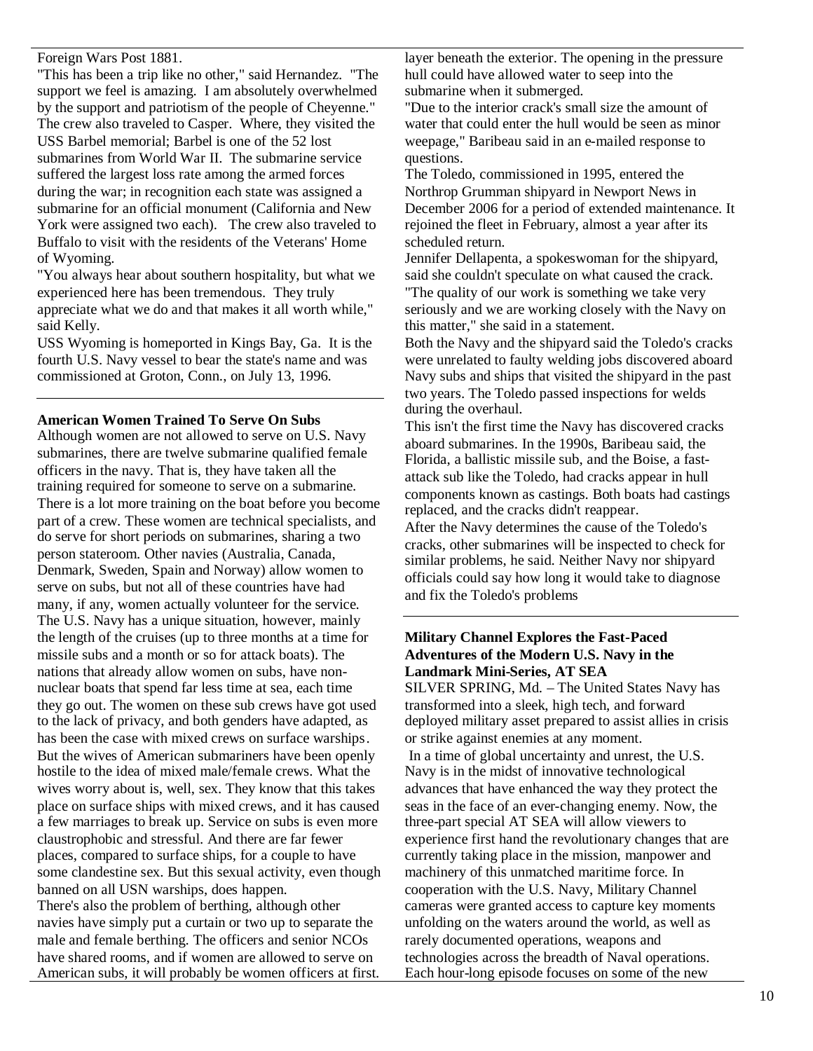Foreign Wars Post 1881.

"This has been a trip like no other," said Hernandez. "The support we feel is amazing. I am absolutely overwhelmed by the support and patriotism of the people of Cheyenne." The crew also traveled to Casper. Where, they visited the USS Barbel memorial; Barbel is one of the 52 lost submarines from World War II. The submarine service suffered the largest loss rate among the armed forces during the war; in recognition each state was assigned a submarine for an official monument (California and New York were assigned two each). The crew also traveled to Buffalo to visit with the residents of the Veterans' Home of Wyoming.

"You always hear about southern hospitality, but what we experienced here has been tremendous. They truly appreciate what we do and that makes it all worth while," said Kelly.

USS Wyoming is homeported in Kings Bay, Ga. It is the fourth U.S. Navy vessel to bear the state's name and was commissioned at Groton, Conn., on July 13, 1996.

---

**American Women Trained To Serve On Subs**

Although women are not allowed to serve on U.S. Navy submarines, there are twelve submarine qualified female officers in the navy. That is, they have taken all the training required for someone to serve on a submarine. There is a lot more training on the boat before you become part of a crew. These women are technical specialists, and do serve for short periods on submarines, sharing a two person stateroom. Other navies (Australia, Canada, Denmark, Sweden, Spain and Norway) allow women to serve on subs, but not all of these countries have had many, if any, women actually volunteer for the service. The U.S. Navy has a unique situation, however, mainly the length of the cruises (up to three months at a time for missile subs and a month or so for attack boats). The nations that already allow women on subs, have non-nuclear boats that spend far less time at sea, each time they go out. The women on these sub crews have got used to the lack of privacy, and both genders have adapted, as has been the case with mixed crews on surface warships. But the wives of American submariners have been openly hostile to the idea of mixed male/female crews. What the wives worry about is, well, sex. They know that this takes place on surface ships with mixed crews, and it has caused a few marriages to break up. Service on subs is even more claustrophobic and stressful. And there are far fewer places, compared to surface ships, for a couple to have some clandestine sex. But this sexual activity, even though banned on all USN warships, does happen.

There's also the problem of berthing, although other navies have simply put a curtain or two up to separate the male and female berthing. The officers and senior NCOs have shared rooms, and if women are allowed to serve on American subs, it will probably be women officers at first.

---

layer beneath the exterior. The opening in the pressure hull could have allowed water to seep into the submarine when it submerged.

"Due to the interior crack's small size the amount of water that could enter the hull would be seen as minor weepage," Baribeau said in an e-mailed response to questions.

The Toledo, commissioned in 1995, entered the Northrop Grumman shipyard in Newport News in December 2006 for a period of extended maintenance. It rejoined the fleet in February, almost a year after its scheduled return.

Jennifer Dellapenta, a spokeswoman for the shipyard, said she couldn't speculate on what caused the crack. "The quality of our work is something we take very seriously and we are working closely with the Navy on this matter," she said in a statement.

Both the Navy and the shipyard said the Toledo's cracks were unrelated to faulty welding jobs discovered aboard Navy subs and ships that visited the shipyard in the past two years. The Toledo passed inspections for welds during the overhaul.

This isn't the first time the Navy has discovered cracks aboard submarines. In the 1990s, Baribeau said, the Florida, a ballistic missile sub, and the Boise, a fast-attack sub like the Toledo, had cracks appear in hull components known as castings. Both boats had castings replaced, and the cracks didn't reappear.

After the Navy determines the cause of the Toledo's cracks, other submarines will be inspected to check for similar problems, he said. Neither Navy nor shipyard officials could say how long it would take to diagnose and fix the Toledo's problems

---

**Military Channel Explores the Fast-Paced Adventures of the Modern U.S. Navy in the Landmark Mini-Series, AT SEA**

SILVER SPRING, Md. – The United States Navy has transformed into a sleek, high tech, and forward deployed military asset prepared to assist allies in crisis or strike against enemies at any moment.

In a time of global uncertainty and unrest, the U.S. Navy is in the midst of innovative technological advances that have enhanced the way they protect the seas in the face of an ever-changing enemy. Now, the three-part special AT SEA will allow viewers to experience first hand the revolutionary changes that are currently taking place in the mission, manpower and machinery of this unmatched maritime force. In cooperation with the U.S. Navy, Military Channel cameras were granted access to capture key moments unfolding on the waters around the world, as well as rarely documented operations, weapons and technologies across the breadth of Naval operations. Each hour-long episode focuses on some of the new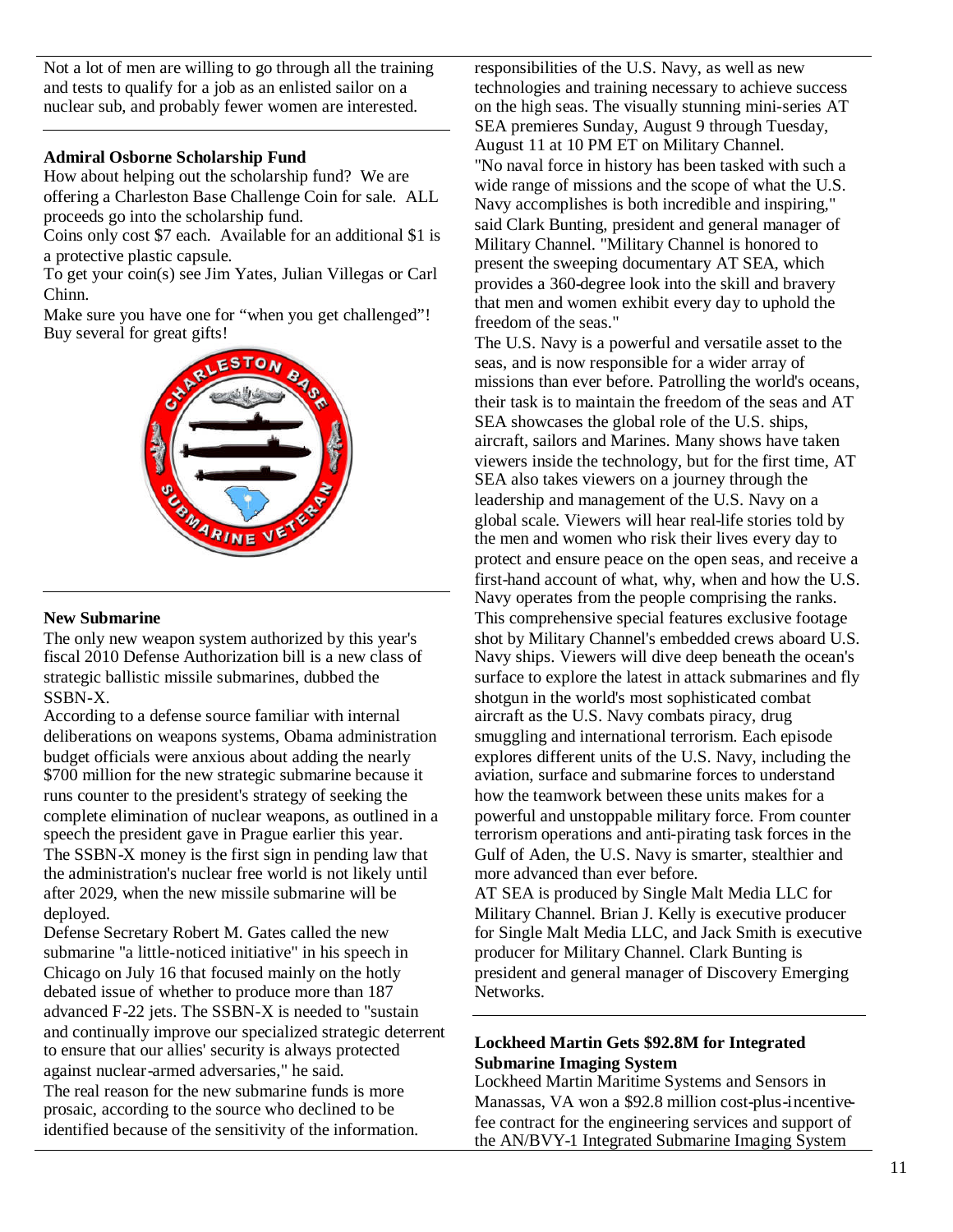Not a lot of men are willing to go through all the training and tests to qualify for a job as an enlisted sailor on a nuclear sub, and probably fewer women are interested.

---

**Admiral Osborne Scholarship Fund**

How about helping out the scholarship fund? We are offering a Charleston Base Challenge Coin for sale. ALL proceeds go into the scholarship fund.

Coins only cost $7 each. Available for an additional $1 is a protective plastic capsule.

To get your coin(s) see Jim Yates, Julian Villegas or Carl Chinn.

Make sure you have one for "when you get challenged"! Buy several for great gifts!

---

**New Submarine**

The only new weapon system authorized by this year's fiscal 2010 Defense Authorization bill is a new class of strategic ballistic missile submarines, dubbed the SSBN-X.

According to a defense source familiar with internal deliberations on weapons systems, Obama administration budget officials were anxious about adding the nearly $700 million for the new strategic submarine because it runs counter to the president's strategy of seeking the complete elimination of nuclear weapons, as outlined in a speech the president gave in Prague earlier this year.

The SSBN-X money is the first sign in pending law that the administration's nuclear free world is not likely until after 2029, when the new missile submarine will be deployed.

Defense Secretary Robert M. Gates called the new submarine "a little-noticed initiative" in his speech in Chicago on July 16 that focused mainly on the hotly debated issue of whether to produce more than 187 advanced F-22 jets. The SSBN-X is needed to "sustain and continually improve our specialized strategic deterrent to ensure that our allies' security is always protected against nuclear-armed adversaries," he said.

The real reason for the new submarine funds is more prosaic, according to the source who declined to be identified because of the sensitivity of the information.

responsibilities of the U.S. Navy, as well as new technologies and training necessary to achieve success on the high seas. The visually stunning mini-series AT SEA premieres Sunday, August 9 through Tuesday, August 11 at 10 PM ET on Military Channel.

"No naval force in history has been tasked with such a wide range of missions and the scope of what the U.S. Navy accomplishes is both incredible and inspiring," said Clark Bunting, president and general manager of Military Channel. "Military Channel is honored to present the sweeping documentary AT SEA, which provides a 360-degree look into the skill and bravery that men and women exhibit every day to uphold the freedom of the seas."

The U.S. Navy is a powerful and versatile asset to the seas, and is now responsible for a wider array of missions than ever before. Patrolling the world's oceans, their task is to maintain the freedom of the seas and AT SEA showcases the global role of the U.S. ships, aircraft, sailors and Marines. Many shows have taken viewers inside the technology, but for the first time, AT SEA also takes viewers on a journey through the leadership and management of the U.S. Navy on a global scale. Viewers will hear real-life stories told by the men and women who risk their lives every day to protect and ensure peace on the open seas, and receive a first-hand account of what, why, when and how the U.S. Navy operates from the people comprising the ranks.

This comprehensive special features exclusive footage shot by Military Channel's embedded crews aboard U.S. Navy ships. Viewers will dive deep beneath the ocean's surface to explore the latest in attack submarines and fly shotgun in the world's most sophisticated combat aircraft as the U.S. Navy combats piracy, drug smuggling and international terrorism. Each episode explores different units of the U.S. Navy, including the aviation, surface and submarine forces to understand how the teamwork between these units makes for a powerful and unstoppable military force. From counter terrorism operations and anti-pirating task forces in the Gulf of Aden, the U.S. Navy is smarter, stealthier and more advanced than ever before.

AT SEA is produced by Single Malt Media LLC for Military Channel. Brian J. Kelly is executive producer for Single Malt Media LLC, and Jack Smith is executive producer for Military Channel. Clark Bunting is president and general manager of Discovery Emerging Networks.

---

**Lockheed Martin Gets $92.8M for Integrated Submarine Imaging System**

Lockheed Martin Maritime Systems and Sensors in Manassas, VA won a $92.8 million cost-plus-incentive-fee contract for the engineering services and support of the AN/BVY-1 Integrated Submarine Imaging System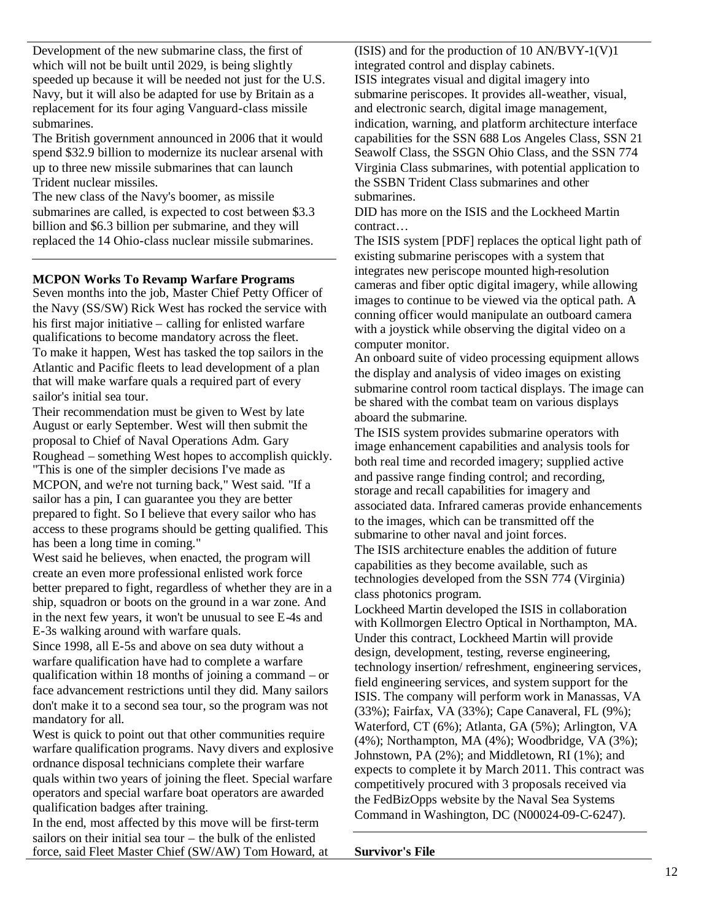Development of the new submarine class, the first of which will not be built until 2029, is being slightly speeded up because it will be needed not just for the U.S. Navy, but it will also be adapted for use by Britain as a replacement for its four aging Vanguard-class missile submarines.

The British government announced in 2006 that it would spend $32.9 billion to modernize its nuclear arsenal with up to three new missile submarines that can launch Trident nuclear missiles.

The new class of the Navy's boomer, as missile submarines are called, is expected to cost between $3.3 billion and $6.3 billion per submarine, and they will replaced the 14 Ohio-class nuclear missile submarines.

**MCPON Works To Revamp Warfare Programs**

Seven months into the job, Master Chief Petty Officer of the Navy (SS/SW) Rick West has rocked the service with his first major initiative – calling for enlisted warfare qualifications to become mandatory across the fleet.

To make it happen, West has tasked the top sailors in the Atlantic and Pacific fleets to lead development of a plan that will make warfare quals a required part of every sailor's initial sea tour.

Their recommendation must be given to West by late August or early September. West will then submit the proposal to Chief of Naval Operations Adm. Gary Roughead – something West hopes to accomplish quickly.

"This is one of the simpler decisions I've made as MCPON, and we're not turning back," West said. "If a sailor has a pin, I can guarantee you they are better prepared to fight. So I believe that every sailor who has access to these programs should be getting qualified. This has been a long time in coming."

West said he believes, when enacted, the program will create an even more professional enlisted work force better prepared to fight, regardless of whether they are in a ship, squadron or boots on the ground in a war zone. And in the next few years, it won't be unusual to see E-4s and E-3s walking around with warfare quals.

Since 1998, all E-5s and above on sea duty without a warfare qualification have had to complete a warfare qualification within 18 months of joining a command – or face advancement restrictions until they did. Many sailors don't make it to a second sea tour, so the program was not mandatory for all.

West is quick to point out that other communities require warfare qualification programs. Navy divers and explosive ordnance disposal technicians complete their warfare quals within two years of joining the fleet. Special warfare operators and special warfare boat operators are awarded qualification badges after training.

In the end, most affected by this move will be first-term sailors on their initial sea tour – the bulk of the enlisted force, said Fleet Master Chief (SW/AW) Tom Howard, at

(ISIS) and for the production of 10 AN/BVY-1(V)1 integrated control and display cabinets.

ISIS integrates visual and digital imagery into submarine periscopes. It provides all-weather, visual, and electronic search, digital image management, indication, warning, and platform architecture interface capabilities for the SSN 688 Los Angeles Class, SSN 21 Seawolf Class, the SSGN Ohio Class, and the SSN 774 Virginia Class submarines, with potential application to the SSBN Trident Class submarines and other submarines.

DID has more on the ISIS and the Lockheed Martin contract…

The ISIS system [PDF] replaces the optical light path of existing submarine periscopes with a system that integrates new periscope mounted high-resolution cameras and fiber optic digital imagery, while allowing images to continue to be viewed via the optical path. A conning officer would manipulate an outboard camera with a joystick while observing the digital video on a computer monitor.

An onboard suite of video processing equipment allows the display and analysis of video images on existing submarine control room tactical displays. The image can be shared with the combat team on various displays aboard the submarine.

The ISIS system provides submarine operators with image enhancement capabilities and analysis tools for both real time and recorded imagery; supplied active and passive range finding control; and recording, storage and recall capabilities for imagery and associated data. Infrared cameras provide enhancements to the images, which can be transmitted off the submarine to other naval and joint forces.

The ISIS architecture enables the addition of future capabilities as they become available, such as technologies developed from the SSN 774 (Virginia) class photonics program.

Lockheed Martin developed the ISIS in collaboration with Kollmorgen Electro Optical in Northampton, MA. Under this contract, Lockheed Martin will provide design, development, testing, reverse engineering, technology insertion/ refreshment, engineering services, field engineering services, and system support for the ISIS. The company will perform work in Manassas, VA (33%); Fairfax, VA (33%); Cape Canaveral, FL (9%); Waterford, CT (6%); Atlanta, GA (5%); Arlington, VA (4%); Northampton, MA (4%); Woodbridge, VA (3%); Johnstown, PA (2%); and Middletown, RI (1%); and expects to complete it by March 2011. This contract was competitively procured with 3 proposals received via the FedBizOpps website by the Naval Sea Systems Command in Washington, DC (N00024-09-C-6247).

**Survivor's File**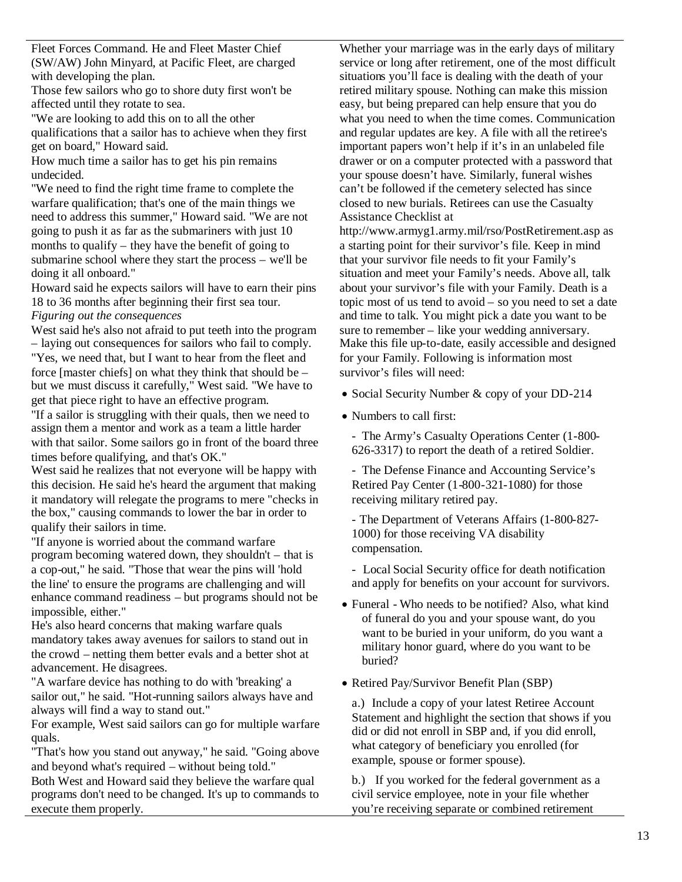Fleet Forces Command. He and Fleet Master Chief (SW/AW) John Minyard, at Pacific Fleet, are charged with developing the plan.

Those few sailors who go to shore duty first won't be affected until they rotate to sea.

"We are looking to add this on to all the other qualifications that a sailor has to achieve when they first get on board," Howard said.

How much time a sailor has to get his pin remains undecided.

"We need to find the right time frame to complete the warfare qualification; that's one of the main things we need to address this summer," Howard said. "We are not going to push it as far as the submariners with just 10 months to qualify – they have the benefit of going to submarine school where they start the process – we'll be doing it all onboard."

Howard said he expects sailors will have to earn their pins 18 to 36 months after beginning their first sea tour.

*Figuring out the consequences*

West said he's also not afraid to put teeth into the program – laying out consequences for sailors who fail to comply.

"Yes, we need that, but I want to hear from the fleet and force [master chiefs] on what they think that should be – but we must discuss it carefully," West said. "We have to get that piece right to have an effective program.

"If a sailor is struggling with their quals, then we need to assign them a mentor and work as a team a little harder with that sailor. Some sailors go in front of the board three times before qualifying, and that's OK."

West said he realizes that not everyone will be happy with this decision. He said he's heard the argument that making it mandatory will relegate the programs to mere "checks in the box," causing commands to lower the bar in order to qualify their sailors in time.

"If anyone is worried about the command warfare program becoming watered down, they shouldn't – that is a cop-out," he said. "Those that wear the pins will 'hold the line' to ensure the programs are challenging and will enhance command readiness – but programs should not be impossible, either."

He's also heard concerns that making warfare quals mandatory takes away avenues for sailors to stand out in the crowd – netting them better evals and a better shot at advancement. He disagrees.

"A warfare device has nothing to do with 'breaking' a sailor out," he said. "Hot-running sailors always have and always will find a way to stand out."

For example, West said sailors can go for multiple warfare quals.

"That's how you stand out anyway," he said. "Going above and beyond what's required – without being told."

Both West and Howard said they believe the warfare qual programs don't need to be changed. It's up to commands to execute them properly.

Whether your marriage was in the early days of military service or long after retirement, one of the most difficult situations you'll face is dealing with the death of your retired military spouse. Nothing can make this mission easy, but being prepared can help ensure that you do what you need to when the time comes. Communication and regular updates are key. A file with all the retiree's important papers won't help if it's in an unlabeled file drawer or on a computer protected with a password that your spouse doesn't have. Similarly, funeral wishes can't be followed if the cemetery selected has since closed to new burials. Retirees can use the Casualty Assistance Checklist at http://www.armyg1.army.mil/rso/PostRetirement.asp as a starting point for their survivor's file. Keep in mind that your survivor file needs to fit your Family's situation and meet your Family's needs. Above all, talk about your survivor's file with your Family. Death is a topic most of us tend to avoid – so you need to set a date and time to talk. You might pick a date you want to be sure to remember – like your wedding anniversary. Make this file up-to-date, easily accessible and designed for your Family. Following is information most survivor's files will need:

- Social Security Number & copy of your DD-214
- Numbers to call first:

  - The Army's Casualty Operations Center (1-800-626-3317) to report the death of a retired Soldier.

  - The Defense Finance and Accounting Service's Retired Pay Center (1-800-321-1080) for those receiving military retired pay.

  - The Department of Veterans Affairs (1-800-827-1000) for those receiving VA disability compensation.

  - Local Social Security office for death notification and apply for benefits on your account for survivors.

- Funeral - Who needs to be notified? Also, what kind of funeral do you and your spouse want, do you want to be buried in your uniform, do you want a military honor guard, where do you want to be buried?
- Retired Pay/Survivor Benefit Plan (SBP)

  a.) Include a copy of your latest Retiree Account Statement and highlight the section that shows if you did or did not enroll in SBP and, if you did enroll, what category of beneficiary you enrolled (for example, spouse or former spouse).

  b.) If you worked for the federal government as a civil service employee, note in your file whether you're receiving separate or combined retirement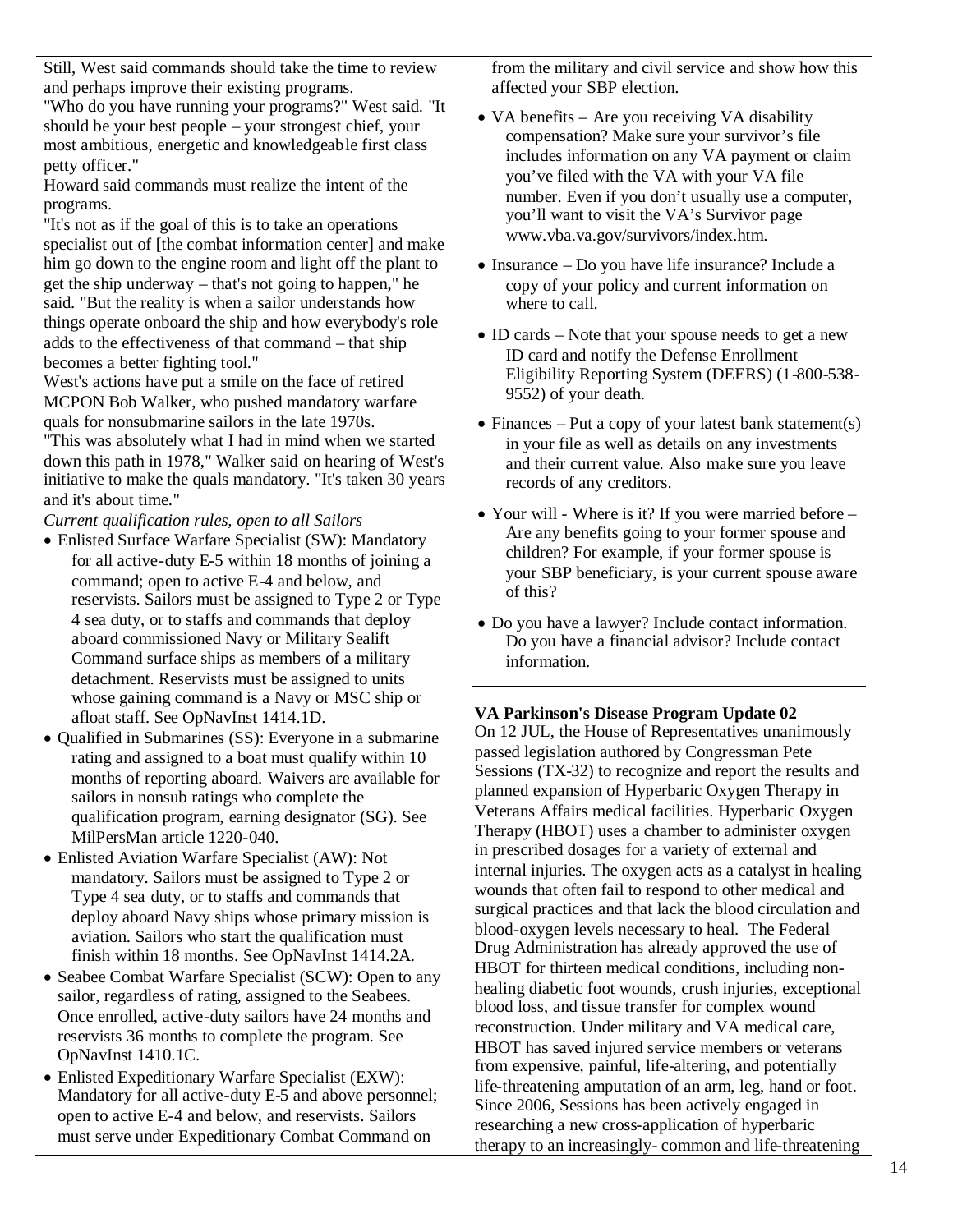Still, West said commands should take the time to review and perhaps improve their existing programs.

"Who do you have running your programs?" West said. "It should be your best people – your strongest chief, your most ambitious, energetic and knowledgeable first class petty officer."

Howard said commands must realize the intent of the programs.

"It's not as if the goal of this is to take an operations specialist out of [the combat information center] and make him go down to the engine room and light off the plant to get the ship underway – that's not going to happen," he said. "But the reality is when a sailor understands how things operate onboard the ship and how everybody's role adds to the effectiveness of that command – that ship becomes a better fighting tool."

West's actions have put a smile on the face of retired MCPON Bob Walker, who pushed mandatory warfare quals for nonsubmarine sailors in the late 1970s.

"This was absolutely what I had in mind when we started down this path in 1978," Walker said on hearing of West's initiative to make the quals mandatory. "It's taken 30 years and it's about time."

*Current qualification rules, open to all Sailors*

- Enlisted Surface Warfare Specialist (SW): Mandatory for all active-duty E-5 within 18 months of joining a command; open to active E-4 and below, and reservists. Sailors must be assigned to Type 2 or Type 4 sea duty, or to staffs and commands that deploy aboard commissioned Navy or Military Sealift Command surface ships as members of a military detachment. Reservists must be assigned to units whose gaining command is a Navy or MSC ship or afloat staff. See OpNavInst 1414.1D.
- Qualified in Submarines (SS): Everyone in a submarine rating and assigned to a boat must qualify within 10 months of reporting aboard. Waivers are available for sailors in nonsub ratings who complete the qualification program, earning designator (SG). See MilPersMan article 1220-040.
- Enlisted Aviation Warfare Specialist (AW): Not mandatory. Sailors must be assigned to Type 2 or Type 4 sea duty, or to staffs and commands that deploy aboard Navy ships whose primary mission is aviation. Sailors who start the qualification must finish within 18 months. See OpNavInst 1414.2A.
- Seabee Combat Warfare Specialist (SCW): Open to any sailor, regardless of rating, assigned to the Seabees. Once enrolled, active-duty sailors have 24 months and reservists 36 months to complete the program. See OpNavInst 1410.1C.
- Enlisted Expeditionary Warfare Specialist (EXW): Mandatory for all active-duty E-5 and above personnel; open to active E-4 and below, and reservists. Sailors must serve under Expeditionary Combat Command on

from the military and civil service and show how this affected your SBP election.

- VA benefits – Are you receiving VA disability compensation? Make sure your survivor's file includes information on any VA payment or claim you've filed with the VA with your VA file number. Even if you don't usually use a computer, you'll want to visit the VA's Survivor page www.vba.va.gov/survivors/index.htm.
- Insurance – Do you have life insurance? Include a copy of your policy and current information on where to call.
- ID cards – Note that your spouse needs to get a new ID card and notify the Defense Enrollment Eligibility Reporting System (DEERS) (1-800-538-9552) of your death.
- Finances – Put a copy of your latest bank statement(s) in your file as well as details on any investments and their current value. Also make sure you leave records of any creditors.
- Your will - Where is it? If you were married before – Are any benefits going to your former spouse and children? For example, if your former spouse is your SBP beneficiary, is your current spouse aware of this?
- Do you have a lawyer? Include contact information. Do you have a financial advisor? Include contact information.

---

**VA Parkinson's Disease Program Update 02**

On 12 JUL, the House of Representatives unanimously passed legislation authored by Congressman Pete Sessions (TX-32) to recognize and report the results and planned expansion of Hyperbaric Oxygen Therapy in Veterans Affairs medical facilities. Hyperbaric Oxygen Therapy (HBOT) uses a chamber to administer oxygen in prescribed dosages for a variety of external and internal injuries. The oxygen acts as a catalyst in healing wounds that often fail to respond to other medical and surgical practices and that lack the blood circulation and blood-oxygen levels necessary to heal. The Federal Drug Administration has already approved the use of HBOT for thirteen medical conditions, including non-healing diabetic foot wounds, crush injuries, exceptional blood loss, and tissue transfer for complex wound reconstruction. Under military and VA medical care, HBOT has saved injured service members or veterans from expensive, painful, life-altering, and potentially life-threatening amputation of an arm, leg, hand or foot. Since 2006, Sessions has been actively engaged in researching a new cross-application of hyperbaric therapy to an increasingly- common and life-threatening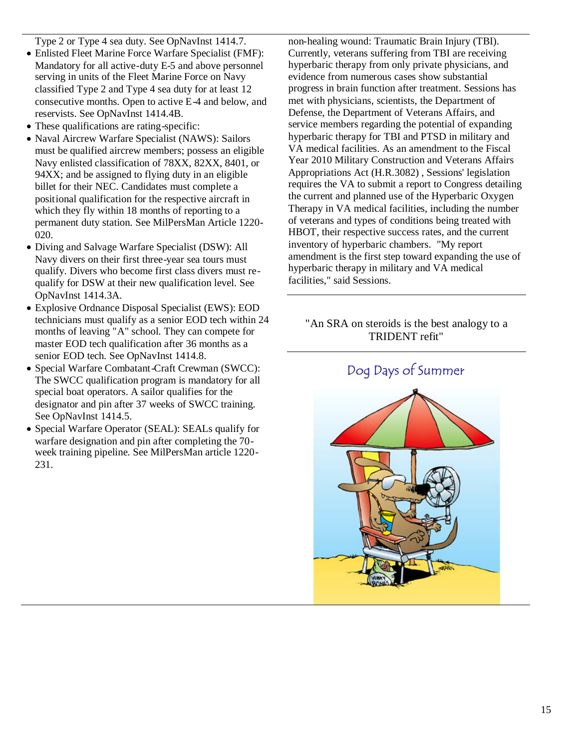Type 2 or Type 4 sea duty. See OpNavInst 1414.7.

- Enlisted Fleet Marine Force Warfare Specialist (FMF): Mandatory for all active-duty E-5 and above personnel serving in units of the Fleet Marine Force on Navy classified Type 2 and Type 4 sea duty for at least 12 consecutive months. Open to active E-4 and below, and reservists. See OpNavInst 1414.4B.
- These qualifications are rating-specific:
- Naval Aircrew Warfare Specialist (NAWS): Sailors must be qualified aircrew members; possess an eligible Navy enlisted classification of 78XX, 82XX, 8401, or 94XX; and be assigned to flying duty in an eligible billet for their NEC. Candidates must complete a positional qualification for the respective aircraft in which they fly within 18 months of reporting to a permanent duty station. See MilPersMan Article 1220-020.
- Diving and Salvage Warfare Specialist (DSW): All Navy divers on their first three-year sea tours must qualify. Divers who become first class divers must re-qualify for DSW at their new qualification level. See OpNavInst 1414.3A.
- Explosive Ordnance Disposal Specialist (EWS): EOD technicians must qualify as a senior EOD tech within 24 months of leaving "A" school. They can compete for master EOD tech qualification after 36 months as a senior EOD tech. See OpNavInst 1414.8.
- Special Warfare Combatant-Craft Crewman (SWCC): The SWCC qualification program is mandatory for all special boat operators. A sailor qualifies for the designator and pin after 37 weeks of SWCC training. See OpNavInst 1414.5.
- Special Warfare Operator (SEAL): SEALs qualify for warfare designation and pin after completing the 70-week training pipeline. See MilPersMan article 1220-231.

non-healing wound: Traumatic Brain Injury (TBI). Currently, veterans suffering from TBI are receiving hyperbaric therapy from only private physicians, and evidence from numerous cases show substantial progress in brain function after treatment. Sessions has met with physicians, scientists, the Department of Defense, the Department of Veterans Affairs, and service members regarding the potential of expanding hyperbaric therapy for TBI and PTSD in military and VA medical facilities. As an amendment to the Fiscal Year 2010 Military Construction and Veterans Affairs Appropriations Act (H.R.3082) , Sessions' legislation requires the VA to submit a report to Congress detailing the current and planned use of the Hyperbaric Oxygen Therapy in VA medical facilities, including the number of veterans and types of conditions being treated with HBOT, their respective success rates, and the current inventory of hyperbaric chambers. "My report amendment is the first step toward expanding the use of hyperbaric therapy in military and VA medical facilities," said Sessions.

---

"An SRA on steroids is the best analogy to a TRIDENT refit"

---

## Dog Days of Summer